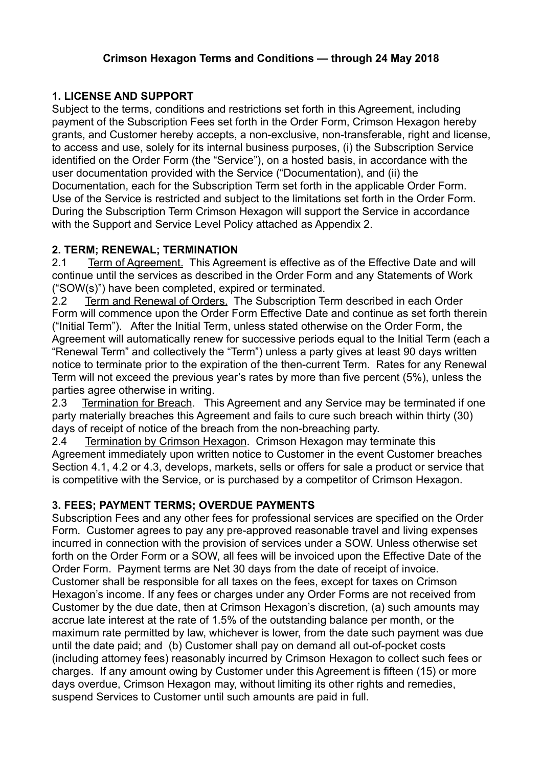# Crimson Hexagon Terms and Conditions — through 24 May 2018

## 1. LICENSE AND SUPPORT

Subject to the terms, conditions and restrictions set forth in this Agreement, including payment of the Subscription Fees set forth in the Order Form, Crimson Hexagon hereby grants, and Customer hereby accepts, a non-exclusive, non-transferable, right and license, to access and use, solely for its internal business purposes, (i) the Subscription Service identified on the Order Form (the "Service"), on a hosted basis, in accordance with the user documentation provided with the Service ("Documentation), and (ii) the Documentation, each for the Subscription Term set forth in the applicable Order Form. Use of the Service is restricted and subject to the limitations set forth in the Order Form. During the Subscription Term Crimson Hexagon will support the Service in accordance with the Support and Service Level Policy attached as Appendix 2.

## 2. TERM; RENEWAL; TERMINATION

2.1 Term of Agreement. This Agreement is effective as of the Effective Date and will continue until the services as described in the Order Form and any Statements of Work ("SOW(s)") have been completed, expired or terminated.

2.2 Term and Renewal of Orders. The Subscription Term described in each Order Form will commence upon the Order Form Effective Date and continue as set forth therein ("Initial Term"). After the Initial Term, unless stated otherwise on the Order Form, the Agreement will automatically renew for successive periods equal to the Initial Term (each a "Renewal Term" and collectively the "Term") unless a party gives at least 90 days written notice to terminate prior to the expiration of the then-current Term. Rates for any Renewal Term will not exceed the previous year's rates by more than five percent (5%), unless the parties agree otherwise in writing.

2.3 Termination for Breach. This Agreement and any Service may be terminated if one party materially breaches this Agreement and fails to cure such breach within thirty (30) days of receipt of notice of the breach from the non-breaching party.

2.4 Termination by Crimson Hexagon. Crimson Hexagon may terminate this Agreement immediately upon written notice to Customer in the event Customer breaches Section 4.1, 4.2 or 4.3, develops, markets, sells or offers for sale a product or service that is competitive with the Service, or is purchased by a competitor of Crimson Hexagon.

## 3. FEES; PAYMENT TERMS; OVERDUE PAYMENTS

Subscription Fees and any other fees for professional services are specified on the Order Form. Customer agrees to pay any pre-approved reasonable travel and living expenses incurred in connection with the provision of services under a SOW. Unless otherwise set forth on the Order Form or a SOW, all fees will be invoiced upon the Effective Date of the Order Form. Payment terms are Net 30 days from the date of receipt of invoice. Customer shall be responsible for all taxes on the fees, except for taxes on Crimson Hexagon's income. If any fees or charges under any Order Forms are not received from Customer by the due date, then at Crimson Hexagon's discretion, (a) such amounts may accrue late interest at the rate of 1.5% of the outstanding balance per month, or the maximum rate permitted by law, whichever is lower, from the date such payment was due until the date paid; and (b) Customer shall pay on demand all out-of-pocket costs (including attorney fees) reasonably incurred by Crimson Hexagon to collect such fees or charges. If any amount owing by Customer under this Agreement is fifteen (15) or more days overdue, Crimson Hexagon may, without limiting its other rights and remedies, suspend Services to Customer until such amounts are paid in full.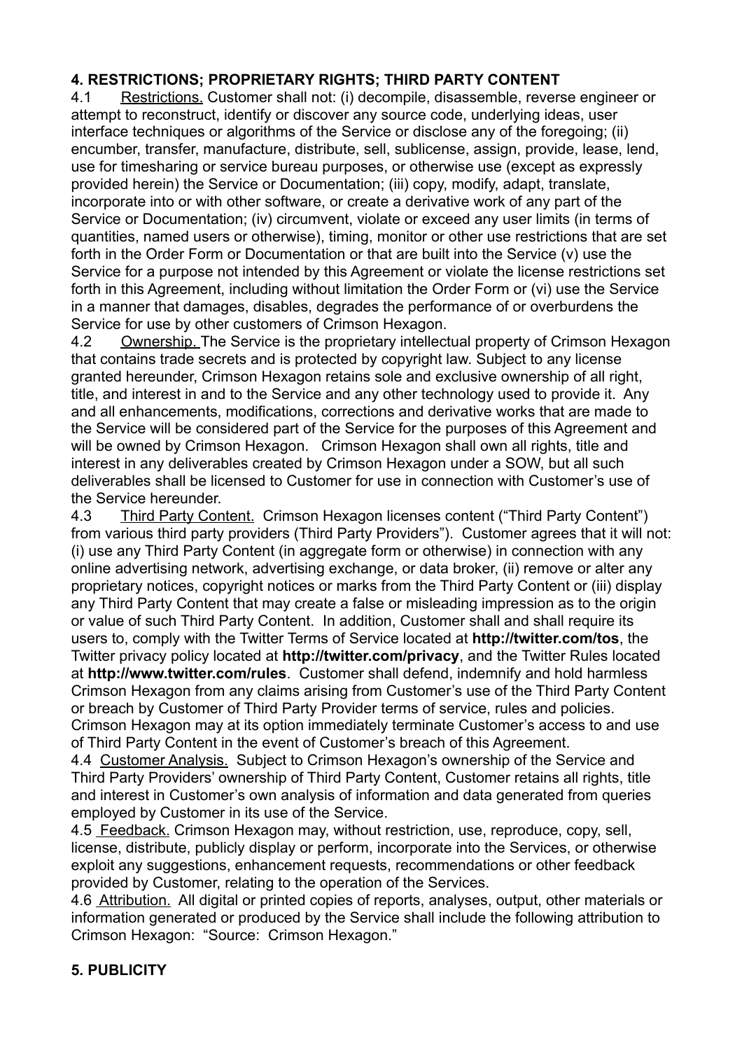## 4. RESTRICTIONS; PROPRIETARY RIGHTS; THIRD PARTY CONTENT

4.1 Restrictions. Customer shall not: (i) decompile, disassemble, reverse engineer or attempt to reconstruct, identify or discover any source code, underlying ideas, user interface techniques or algorithms of the Service or disclose any of the foregoing; (ii) encumber, transfer, manufacture, distribute, sell, sublicense, assign, provide, lease, lend, use for timesharing or service bureau purposes, or otherwise use (except as expressly provided herein) the Service or Documentation; (iii) copy, modify, adapt, translate, incorporate into or with other software, or create a derivative work of any part of the Service or Documentation; (iv) circumvent, violate or exceed any user limits (in terms of quantities, named users or otherwise), timing, monitor or other use restrictions that are set forth in the Order Form or Documentation or that are built into the Service (v) use the Service for a purpose not intended by this Agreement or violate the license restrictions set forth in this Agreement, including without limitation the Order Form or (vi) use the Service in a manner that damages, disables, degrades the performance of or overburdens the Service for use by other customers of Crimson Hexagon.

4.2 Ownership. The Service is the proprietary intellectual property of Crimson Hexagon that contains trade secrets and is protected by copyright law. Subject to any license granted hereunder, Crimson Hexagon retains sole and exclusive ownership of all right, title, and interest in and to the Service and any other technology used to provide it. Any and all enhancements, modifications, corrections and derivative works that are made to the Service will be considered part of the Service for the purposes of this Agreement and will be owned by Crimson Hexagon. Crimson Hexagon shall own all rights, title and interest in any deliverables created by Crimson Hexagon under a SOW, but all such deliverables shall be licensed to Customer for use in connection with Customer's use of the Service hereunder.

4.3 Third Party Content. Crimson Hexagon licenses content ("Third Party Content") from various third party providers (Third Party Providers"). Customer agrees that it will not: (i) use any Third Party Content (in aggregate form or otherwise) in connection with any online advertising network, advertising exchange, or data broker, (ii) remove or alter any proprietary notices, copyright notices or marks from the Third Party Content or (iii) display any Third Party Content that may create a false or misleading impression as to the origin or value of such Third Party Content. In addition, Customer shall and shall require its users to, comply with the Twitter Terms of Service located at **http://twitter.com/tos**, the Twitter privacy policy located at **http://twitter.com/privacy**, and the Twitter Rules located at **http://www.twitter.com/rules**. Customer shall defend, indemnify and hold harmless Crimson Hexagon from any claims arising from Customer's use of the Third Party Content or breach by Customer of Third Party Provider terms of service, rules and policies. Crimson Hexagon may at its option immediately terminate Customer's access to and use of Third Party Content in the event of Customer's breach of this Agreement.

4.4 Customer Analysis. Subject to Crimson Hexagon's ownership of the Service and Third Party Providers' ownership of Third Party Content, Customer retains all rights, title and interest in Customer's own analysis of information and data generated from queries employed by Customer in its use of the Service.

4.5 Feedback. Crimson Hexagon may, without restriction, use, reproduce, copy, sell, license, distribute, publicly display or perform, incorporate into the Services, or otherwise exploit any suggestions, enhancement requests, recommendations or other feedback provided by Customer, relating to the operation of the Services.

4.6 Attribution. All digital or printed copies of reports, analyses, output, other materials or information generated or produced by the Service shall include the following attribution to Crimson Hexagon: "Source: Crimson Hexagon."

## 5. PUBLICITY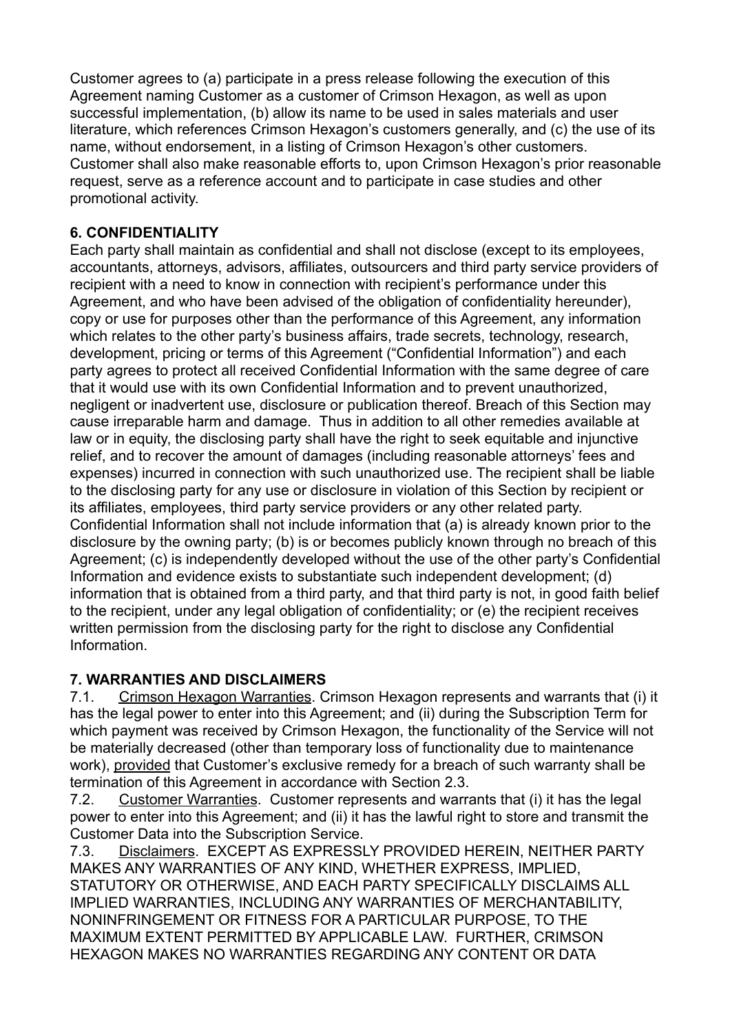Customer agrees to (a) participate in a press release following the execution of this Agreement naming Customer as a customer of Crimson Hexagon, as well as upon successful implementation, (b) allow its name to be used in sales materials and user literature, which references Crimson Hexagon's customers generally, and (c) the use of its name, without endorsement, in a listing of Crimson Hexagon's other customers. Customer shall also make reasonable efforts to, upon Crimson Hexagon's prior reasonable request, serve as a reference account and to participate in case studies and other promotional activity.

## 6. CONFIDENTIALITY

Each party shall maintain as confidential and shall not disclose (except to its employees, accountants, attorneys, advisors, affiliates, outsourcers and third party service providers of recipient with a need to know in connection with recipient's performance under this Agreement, and who have been advised of the obligation of confidentiality hereunder), copy or use for purposes other than the performance of this Agreement, any information which relates to the other party's business affairs, trade secrets, technology, research, development, pricing or terms of this Agreement ("Confidential Information") and each party agrees to protect all received Confidential Information with the same degree of care that it would use with its own Confidential Information and to prevent unauthorized, negligent or inadvertent use, disclosure or publication thereof. Breach of this Section may cause irreparable harm and damage. Thus in addition to all other remedies available at law or in equity, the disclosing party shall have the right to seek equitable and injunctive relief, and to recover the amount of damages (including reasonable attorneys' fees and expenses) incurred in connection with such unauthorized use. The recipient shall be liable to the disclosing party for any use or disclosure in violation of this Section by recipient or its affiliates, employees, third party service providers or any other related party. Confidential Information shall not include information that (a) is already known prior to the disclosure by the owning party; (b) is or becomes publicly known through no breach of this Agreement; (c) is independently developed without the use of the other party's Confidential Information and evidence exists to substantiate such independent development; (d) information that is obtained from a third party, and that third party is not, in good faith belief to the recipient, under any legal obligation of confidentiality; or (e) the recipient receives written permission from the disclosing party for the right to disclose any Confidential Information.

## 7. WARRANTIES AND DISCLAIMERS

7.1. Crimson Hexagon Warranties. Crimson Hexagon represents and warrants that (i) it has the legal power to enter into this Agreement; and (ii) during the Subscription Term for which payment was received by Crimson Hexagon, the functionality of the Service will not be materially decreased (other than temporary loss of functionality due to maintenance work), provided that Customer's exclusive remedy for a breach of such warranty shall be termination of this Agreement in accordance with Section 2.3.

7.2. Customer Warranties. Customer represents and warrants that (i) it has the legal power to enter into this Agreement; and (ii) it has the lawful right to store and transmit the Customer Data into the Subscription Service.

7.3. Disclaimers. EXCEPT AS EXPRESSLY PROVIDED HEREIN, NEITHER PARTY MAKES ANY WARRANTIES OF ANY KIND, WHETHER EXPRESS, IMPLIED, STATUTORY OR OTHERWISE, AND EACH PARTY SPECIFICALLY DISCLAIMS ALL IMPLIED WARRANTIES, INCLUDING ANY WARRANTIES OF MERCHANTABILITY, NONINFRINGEMENT OR FITNESS FOR A PARTICULAR PURPOSE, TO THE MAXIMUM EXTENT PERMITTED BY APPLICABLE LAW. FURTHER, CRIMSON HEXAGON MAKES NO WARRANTIES REGARDING ANY CONTENT OR DATA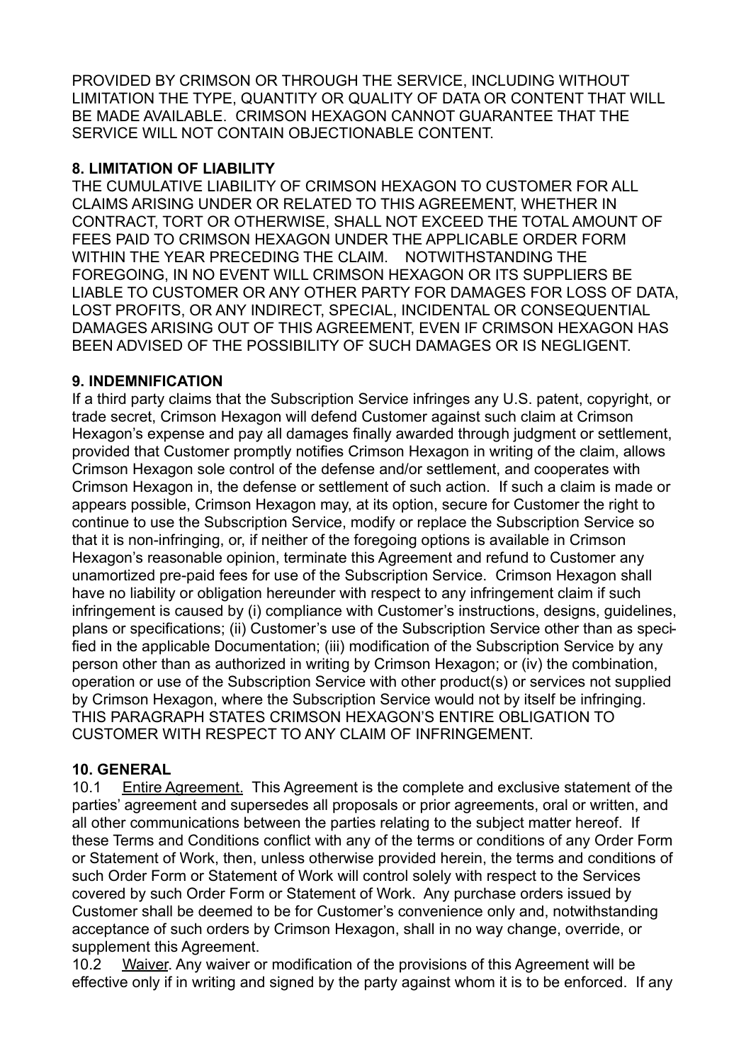PROVIDED BY CRIMSON OR THROUGH THE SERVICE, INCLUDING WITHOUT LIMITATION THE TYPE, QUANTITY OR QUALITY OF DATA OR CONTENT THAT WILL BE MADE AVAILABLE. CRIMSON HEXAGON CANNOT GUARANTEE THAT THE SERVICE WILL NOT CONTAIN OBJECTIONABLE CONTENT.

**8. LIMITATION OF LIABILITY**

THE CUMULATIVE LIABILITY OF CRIMSON HEXAGON TO CUSTOMER FOR ALL CLAIMS ARISING UNDER OR RELATED TO THIS AGREEMENT, WHETHER IN CONTRACT, TORT OR OTHERWISE, SHALL NOT EXCEED THE TOTAL AMOUNT OF FEES PAID TO CRIMSON HEXAGON UNDER THE APPLICABLE ORDER FORM WITHIN THE YEAR PRECEDING THE CLAIM. NOTWITHSTANDING THE FOREGOING, IN NO EVENT WILL CRIMSON HEXAGON OR ITS SUPPLIERS BE LIABLE TO CUSTOMER OR ANY OTHER PARTY FOR DAMAGES FOR LOSS OF DATA, LOST PROFITS, OR ANY INDIRECT, SPECIAL, INCIDENTAL OR CONSEQUENTIAL DAMAGES ARISING OUT OF THIS AGREEMENT, EVEN IF CRIMSON HEXAGON HAS BEEN ADVISED OF THE POSSIBILITY OF SUCH DAMAGES OR IS NEGLIGENT.

**9. INDEMNIFICATION**

If a third party claims that the Subscription Service infringes any U.S. patent, copyright, or trade secret, Crimson Hexagon will defend Customer against such claim at Crimson Hexagon's expense and pay all damages finally awarded through judgment or settlement, provided that Customer promptly notifies Crimson Hexagon in writing of the claim, allows Crimson Hexagon sole control of the defense and/or settlement, and cooperates with Crimson Hexagon in, the defense or settlement of such action. If such a claim is made or appears possible, Crimson Hexagon may, at its option, secure for Customer the right to continue to use the Subscription Service, modify or replace the Subscription Service so that it is non-infringing, or, if neither of the foregoing options is available in Crimson Hexagon's reasonable opinion, terminate this Agreement and refund to Customer any unamortized pre-paid fees for use of the Subscription Service. Crimson Hexagon shall have no liability or obligation hereunder with respect to any infringement claim if such infringement is caused by (i) compliance with Customer's instructions, designs, guidelines, plans or specifications; (ii) Customer's use of the Subscription Service other than as specified in the applicable Documentation; (iii) modification of the Subscription Service by any person other than as authorized in writing by Crimson Hexagon; or (iv) the combination, operation or use of the Subscription Service with other product(s) or services not supplied by Crimson Hexagon, where the Subscription Service would not by itself be infringing. THIS PARAGRAPH STATES CRIMSON HEXAGON'S ENTIRE OBLIGATION TO CUSTOMER WITH RESPECT TO ANY CLAIM OF INFRINGEMENT.

**10. GENERAL**

10.1 Entire Agreement. This Agreement is the complete and exclusive statement of the parties' agreement and supersedes all proposals or prior agreements, oral or written, and all other communications between the parties relating to the subject matter hereof. If these Terms and Conditions conflict with any of the terms or conditions of any Order Form or Statement of Work, then, unless otherwise provided herein, the terms and conditions of such Order Form or Statement of Work will control solely with respect to the Services covered by such Order Form or Statement of Work. Any purchase orders issued by Customer shall be deemed to be for Customer's convenience only and, notwithstanding acceptance of such orders by Crimson Hexagon, shall in no way change, override, or supplement this Agreement.

10.2 Waiver. Any waiver or modification of the provisions of this Agreement will be effective only if in writing and signed by the party against whom it is to be enforced. If any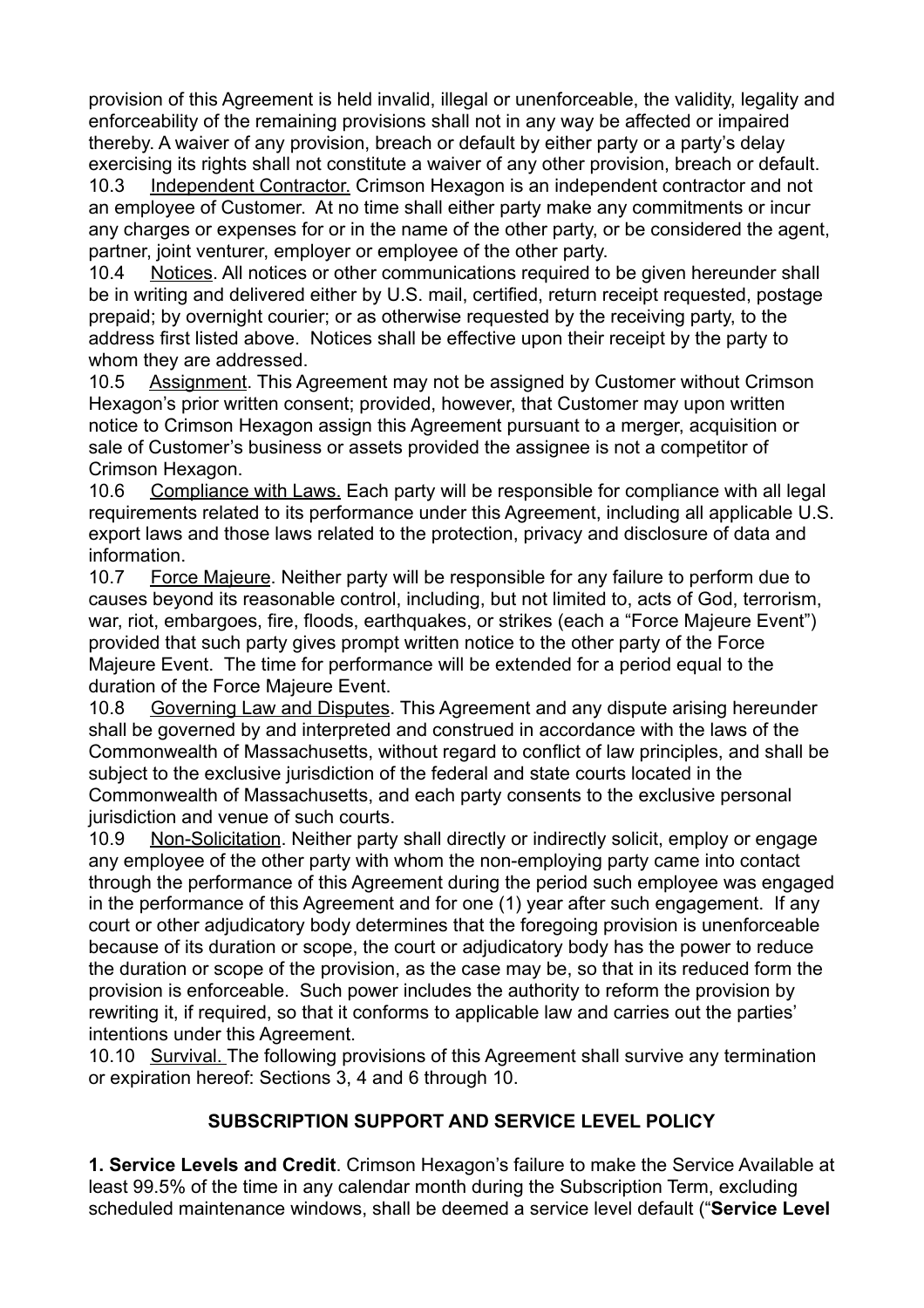provision of this Agreement is held invalid, illegal or unenforceable, the validity, legality and enforceability of the remaining provisions shall not in any way be affected or impaired thereby. A waiver of any provision, breach or default by either party or a party's delay exercising its rights shall not constitute a waiver of any other provision, breach or default.

10.3 Independent Contractor. Crimson Hexagon is an independent contractor and not an employee of Customer. At no time shall either party make any commitments or incur any charges or expenses for or in the name of the other party, or be considered the agent, partner, joint venturer, employer or employee of the other party.

10.4 Notices. All notices or other communications required to be given hereunder shall be in writing and delivered either by U.S. mail, certified, return receipt requested, postage prepaid; by overnight courier; or as otherwise requested by the receiving party, to the address first listed above. Notices shall be effective upon their receipt by the party to whom they are addressed.

10.5 Assignment. This Agreement may not be assigned by Customer without Crimson Hexagon's prior written consent; provided, however, that Customer may upon written notice to Crimson Hexagon assign this Agreement pursuant to a merger, acquisition or sale of Customer's business or assets provided the assignee is not a competitor of Crimson Hexagon.

10.6 Compliance with Laws. Each party will be responsible for compliance with all legal requirements related to its performance under this Agreement, including all applicable U.S. export laws and those laws related to the protection, privacy and disclosure of data and information.

10.7 Force Majeure. Neither party will be responsible for any failure to perform due to causes beyond its reasonable control, including, but not limited to, acts of God, terrorism, war, riot, embargoes, fire, floods, earthquakes, or strikes (each a "Force Majeure Event") provided that such party gives prompt written notice to the other party of the Force Majeure Event. The time for performance will be extended for a period equal to the duration of the Force Majeure Event.

10.8 Governing Law and Disputes. This Agreement and any dispute arising hereunder shall be governed by and interpreted and construed in accordance with the laws of the Commonwealth of Massachusetts, without regard to conflict of law principles, and shall be subject to the exclusive jurisdiction of the federal and state courts located in the Commonwealth of Massachusetts, and each party consents to the exclusive personal jurisdiction and venue of such courts.

10.9 Non-Solicitation. Neither party shall directly or indirectly solicit, employ or engage any employee of the other party with whom the non-employing party came into contact through the performance of this Agreement during the period such employee was engaged in the performance of this Agreement and for one (1) year after such engagement. If any court or other adjudicatory body determines that the foregoing provision is unenforceable because of its duration or scope, the court or adjudicatory body has the power to reduce the duration or scope of the provision, as the case may be, so that in its reduced form the provision is enforceable. Such power includes the authority to reform the provision by rewriting it, if required, so that it conforms to applicable law and carries out the parties' intentions under this Agreement.

10.10 Survival. The following provisions of this Agreement shall survive any termination or expiration hereof: Sections 3, 4 and 6 through 10.

## SUBSCRIPTION SUPPORT AND SERVICE LEVEL POLICY

**1. Service Levels and Credit**. Crimson Hexagon's failure to make the Service Available at least 99.5% of the time in any calendar month during the Subscription Term, excluding scheduled maintenance windows, shall be deemed a service level default ("**Service Level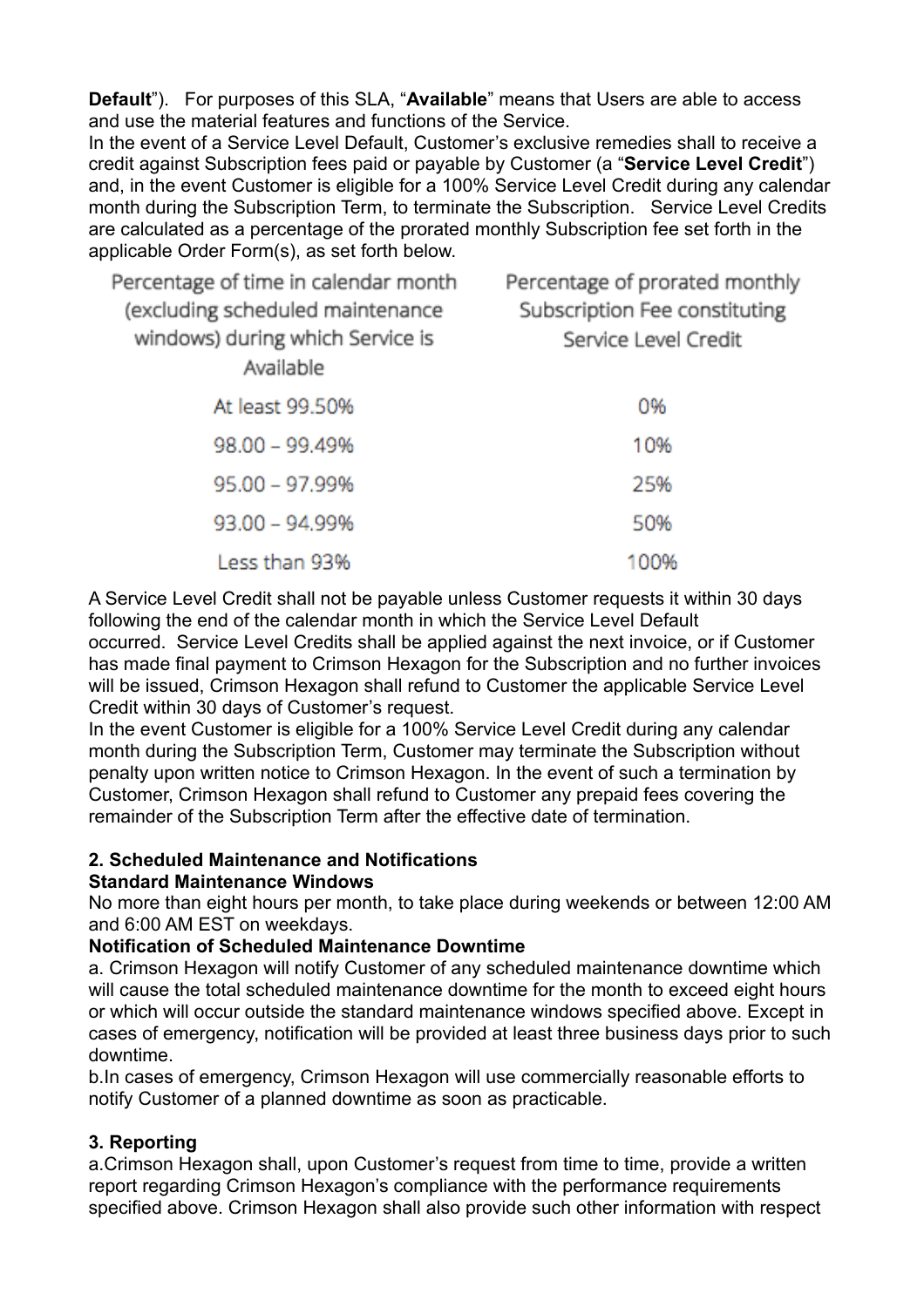**Default**"). For purposes of this SLA, "**Available**" means that Users are able to access and use the material features and functions of the Service.

In the event of a Service Level Default, Customer's exclusive remedies shall to receive a credit against Subscription fees paid or payable by Customer (a "**Service Level Credit**") and, in the event Customer is eligible for a 100% Service Level Credit during any calendar month during the Subscription Term, to terminate the Subscription. Service Level Credits are calculated as a percentage of the prorated monthly Subscription fee set forth in the applicable Order Form(s), as set forth below.

| Percentage of time in calendar month (excluding scheduled maintenance windows) during which Service is Available | Percentage of prorated monthly Subscription Fee constituting Service Level Credit |
|---|---|
| At least 99.50% | 0% |
| 98.00 – 99.49% | 10% |
| 95.00 – 97.99% | 25% |
| 93.00 – 94.99% | 50% |
| Less than 93% | 100% |

A Service Level Credit shall not be payable unless Customer requests it within 30 days following the end of the calendar month in which the Service Level Default occurred. Service Level Credits shall be applied against the next invoice, or if Customer has made final payment to Crimson Hexagon for the Subscription and no further invoices will be issued, Crimson Hexagon shall refund to Customer the applicable Service Level Credit within 30 days of Customer's request.

In the event Customer is eligible for a 100% Service Level Credit during any calendar month during the Subscription Term, Customer may terminate the Subscription without penalty upon written notice to Crimson Hexagon. In the event of such a termination by Customer, Crimson Hexagon shall refund to Customer any prepaid fees covering the remainder of the Subscription Term after the effective date of termination.

**2. Scheduled Maintenance and Notifications**

**Standard Maintenance Windows**

No more than eight hours per month, to take place during weekends or between 12:00 AM and 6:00 AM EST on weekdays.

**Notification of Scheduled Maintenance Downtime**

a. Crimson Hexagon will notify Customer of any scheduled maintenance downtime which will cause the total scheduled maintenance downtime for the month to exceed eight hours or which will occur outside the standard maintenance windows specified above. Except in cases of emergency, notification will be provided at least three business days prior to such downtime.

b.In cases of emergency, Crimson Hexagon will use commercially reasonable efforts to notify Customer of a planned downtime as soon as practicable.

**3. Reporting**

a.Crimson Hexagon shall, upon Customer's request from time to time, provide a written report regarding Crimson Hexagon's compliance with the performance requirements specified above. Crimson Hexagon shall also provide such other information with respect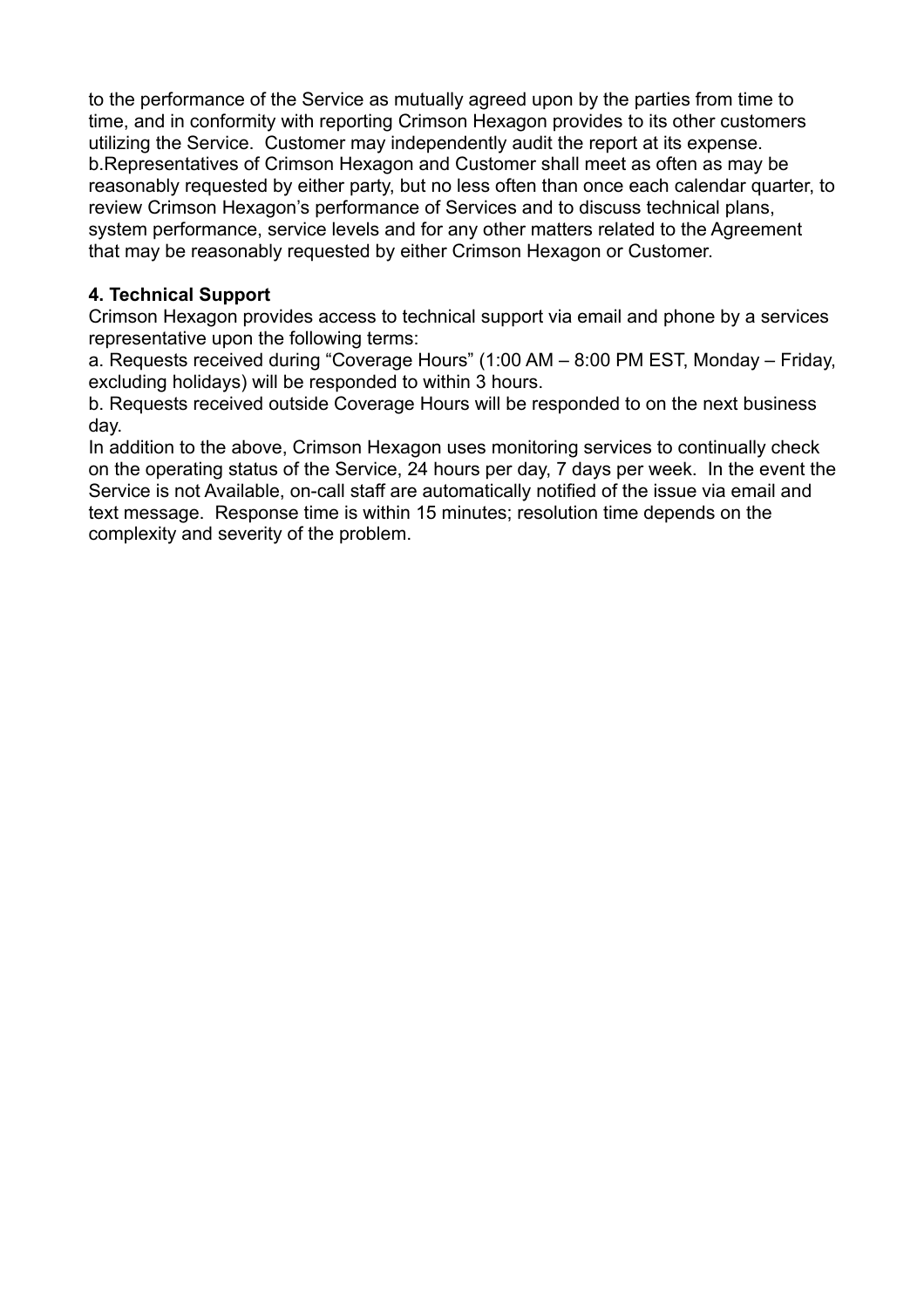to the performance of the Service as mutually agreed upon by the parties from time to time, and in conformity with reporting Crimson Hexagon provides to its other customers utilizing the Service. Customer may independently audit the report at its expense.
b.Representatives of Crimson Hexagon and Customer shall meet as often as may be reasonably requested by either party, but no less often than once each calendar quarter, to review Crimson Hexagon's performance of Services and to discuss technical plans, system performance, service levels and for any other matters related to the Agreement that may be reasonably requested by either Crimson Hexagon or Customer.

**4. Technical Support**

Crimson Hexagon provides access to technical support via email and phone by a services representative upon the following terms:

a. Requests received during "Coverage Hours" (1:00 AM – 8:00 PM EST, Monday – Friday, excluding holidays) will be responded to within 3 hours.

b. Requests received outside Coverage Hours will be responded to on the next business day.

In addition to the above, Crimson Hexagon uses monitoring services to continually check on the operating status of the Service, 24 hours per day, 7 days per week. In the event the Service is not Available, on-call staff are automatically notified of the issue via email and text message. Response time is within 15 minutes; resolution time depends on the complexity and severity of the problem.